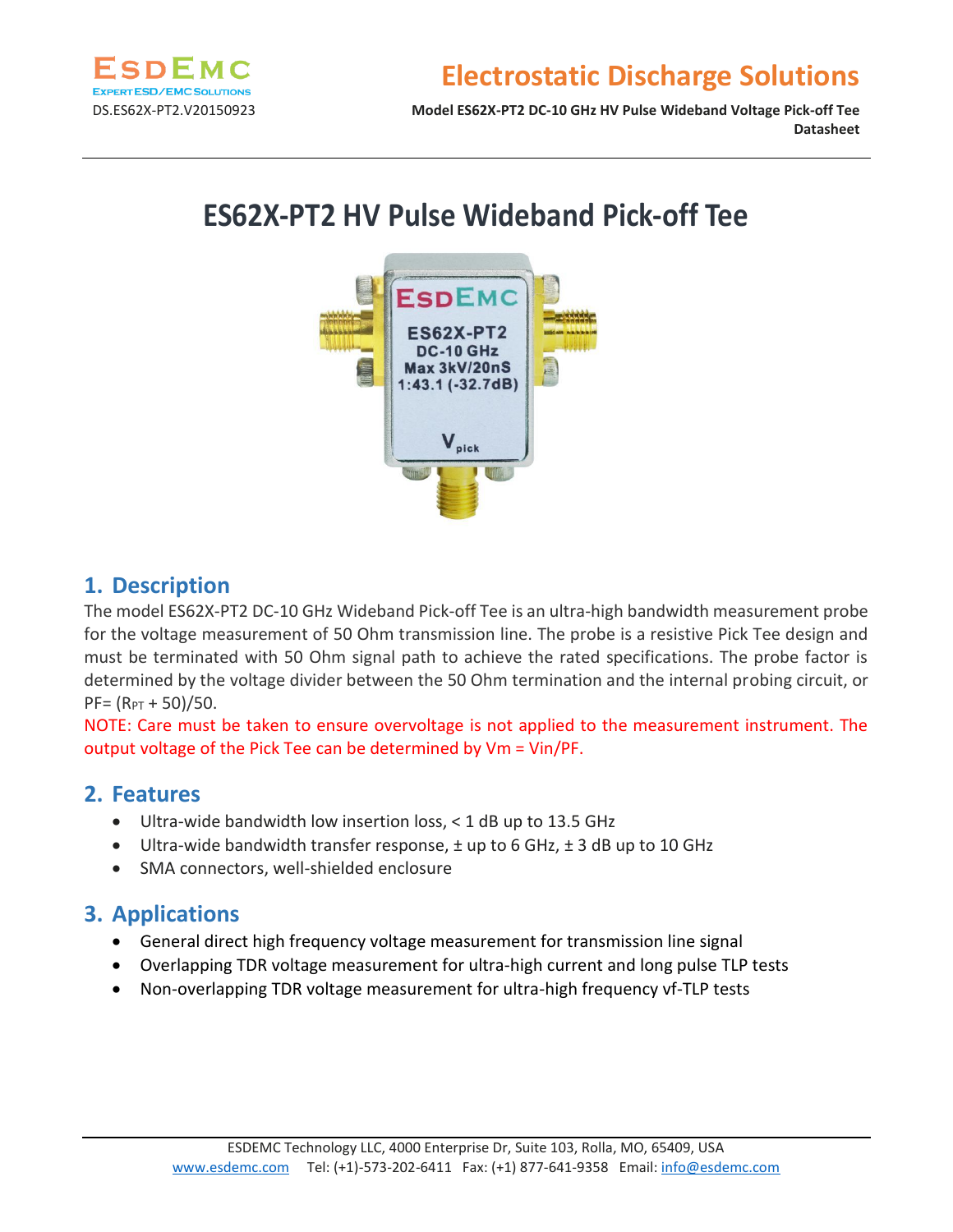# ES62X-PT2 HV Pulse Wideband Pick-off Tee

## 1. Description

The model ES62X-PT2 DC-10 GHz Wideband Pick-off Tee is an ultra-high bandwidth measurement probe for the voltage measurement of 50 Ohm transmission line. The probe is a resistive Pick Tee design and must be terminated with 50 Ohm signal path to achieve the rated specifications. The probe factor is determined by the voltage divider between the 50 Ohm termination and the internal probing circuit, or PF= ($R_{PT}$ + 50)/50.

NOTE: Care must be taken to ensure overvoltage is not applied to the measurement instrument. The output voltage of the Pick Tee can be determined by Vm = Vin/PF.

## 2. Features

- Ultra-wide bandwidth low insertion loss, < 1 dB up to 13.5 GHz
- Ultra-wide bandwidth transfer response, ± up to 6 GHz, ± 3 dB up to 10 GHz
- SMA connectors, well-shielded enclosure

## 3. Applications

- General direct high frequency voltage measurement for transmission line signal
- Overlapping TDR voltage measurement for ultra-high current and long pulse TLP tests
- Non-overlapping TDR voltage measurement for ultra-high frequency vf-TLP tests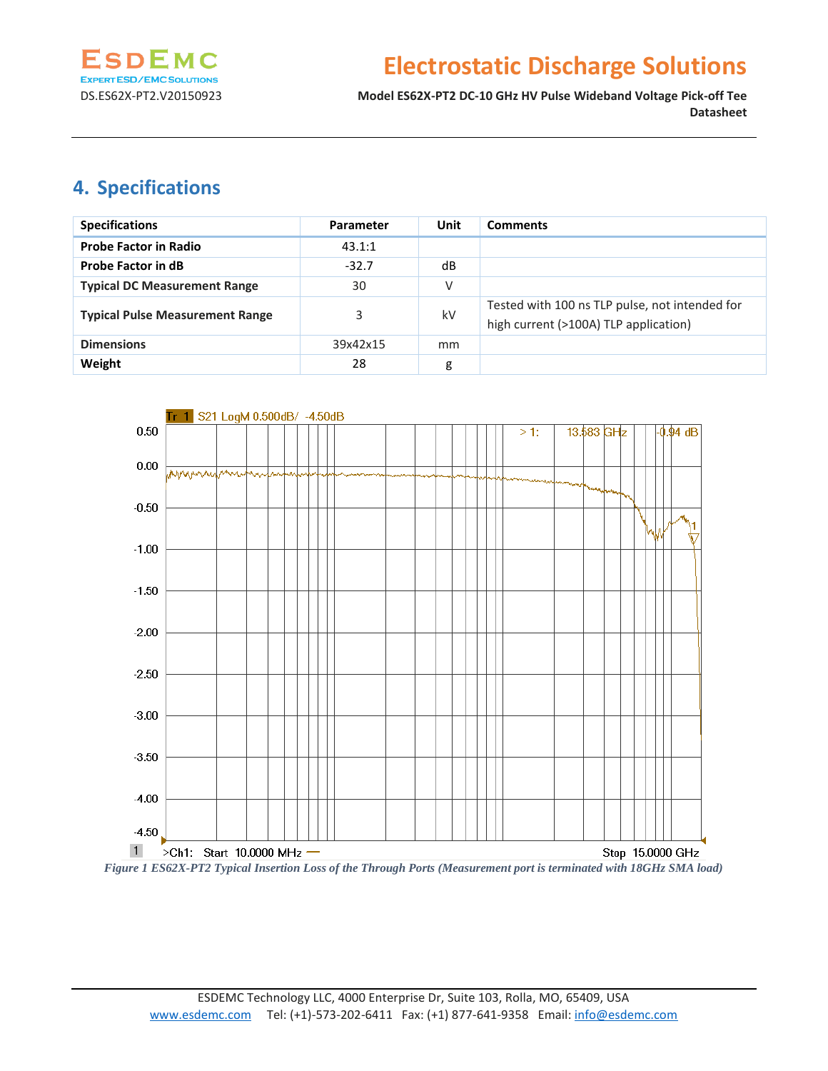# 4. Specifications

| Specifications | Parameter | Unit | Comments |
|---|---|---|---|
| **Probe Factor in Radio** | 43.1:1 | | |
| **Probe Factor in dB** | -32.7 | dB | |
| **Typical DC Measurement Range** | 30 | V | |
| **Typical Pulse Measurement Range** | 3 | kV | Tested with 100 ns TLP pulse, not intended for high current (>100A) TLP application) |
| **Dimensions** | 39x42x15 | mm | |
| **Weight** | 28 | g | |

*Figure 1 ES62X-PT2 Typical Insertion Loss of the Through Ports (Measurement port is terminated with 18GHz SMA load)*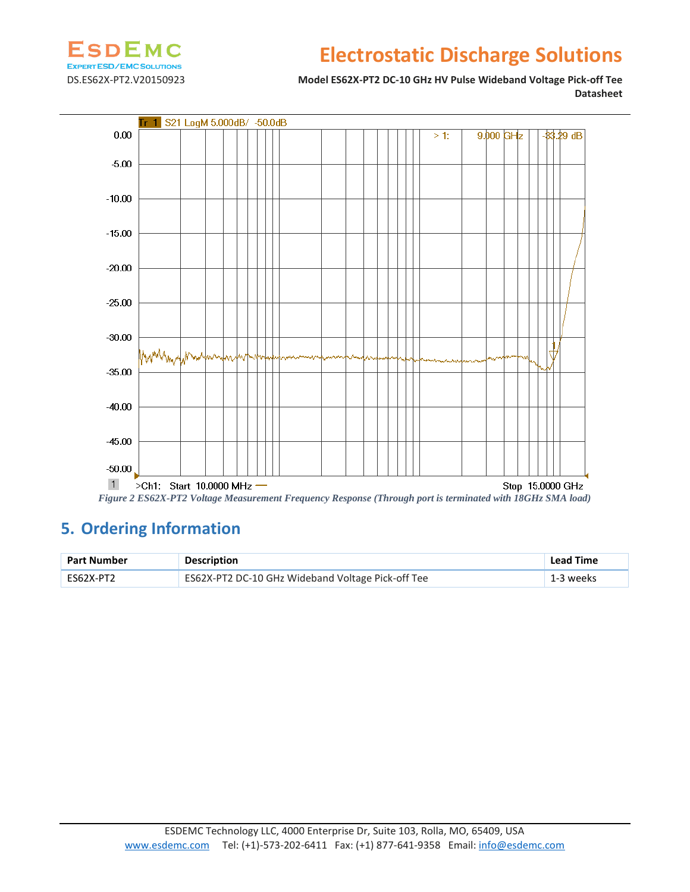Tr 1 S21 LogM 5.000dB/ -50.0dB

> 1: 9.000 GHz -33.29 dB

0.00
-5.00
-10.00
-15.00
-20.00
-25.00
-30.00
-35.00
-40.00
-45.00
-50.00

1 >Ch1: Start 10.0000 MHz — Stop 15.0000 GHz

*Figure 2 ES62X-PT2 Voltage Measurement Frequency Response (Through port is terminated with 18GHz SMA load)*

## 5. Ordering Information

| Part Number | Description | Lead Time |
| --- | --- | --- |
| ES62X-PT2 | ES62X-PT2 DC-10 GHz Wideband Voltage Pick-off Tee | 1-3 weeks |